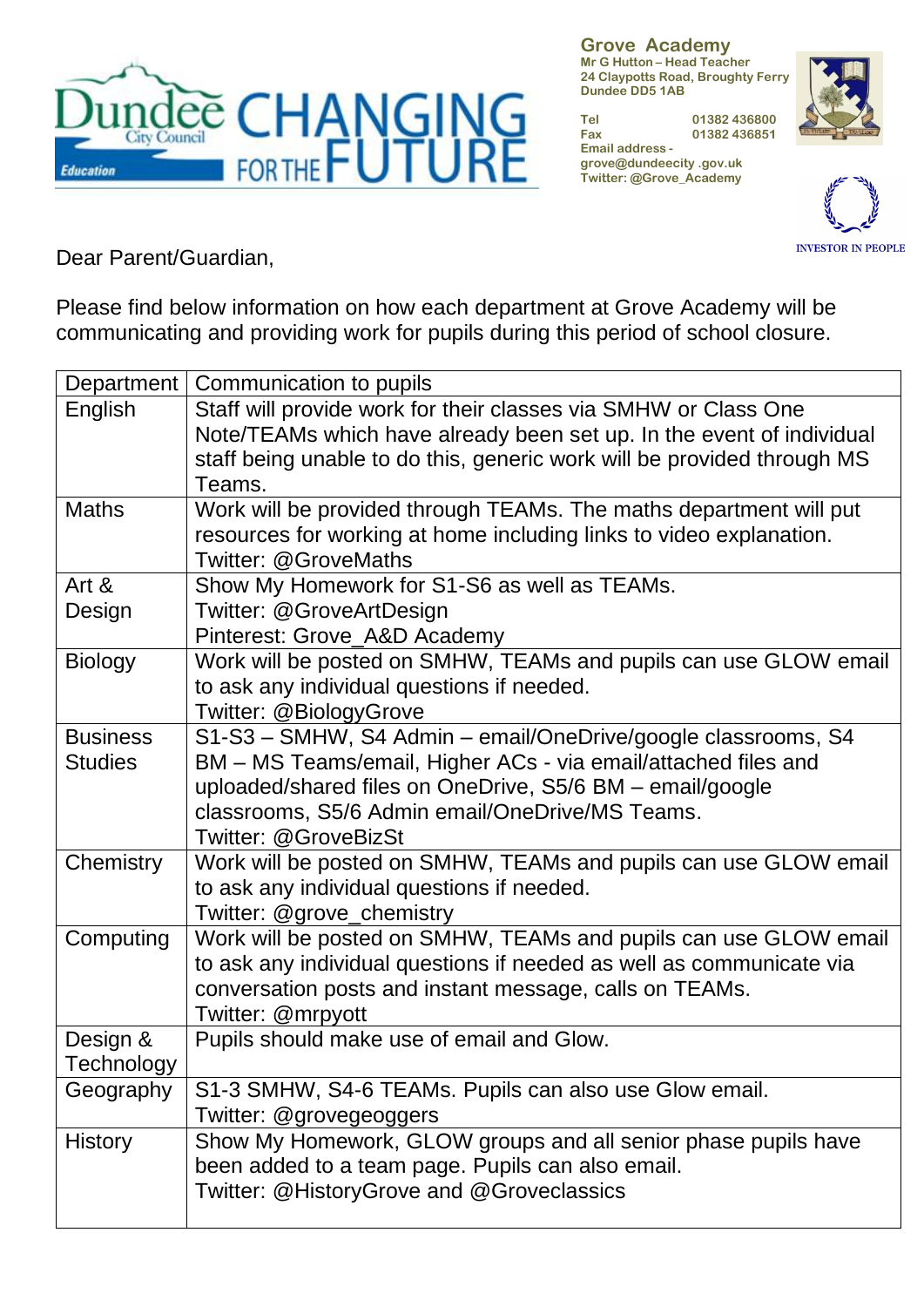Grove Academy
Mr G Hutton – Head Teacher
24 Claypotts Road, Broughty Ferry
Dundee DD5 1AB

Tel 01382 436800
Fax 01382 436851
Email address - grove@dundeecity .gov.uk
Twitter: @Grove_Academy

Dear Parent/Guardian,

Please find below information on how each department at Grove Academy will be communicating and providing work for pupils during this period of school closure.

| Department | Communication to pupils |
|---|---|
| English | Staff will provide work for their classes via SMHW or Class One Note/TEAMs which have already been set up. In the event of individual staff being unable to do this, generic work will be provided through MS Teams. |
| Maths | Work will be provided through TEAMs. The maths department will put resources for working at home including links to video explanation. Twitter: @GroveMaths |
| Art & Design | Show My Homework for S1-S6 as well as TEAMs. Twitter: @GroveArtDesign Pinterest: Grove_A&D Academy |
| Biology | Work will be posted on SMHW, TEAMs and pupils can use GLOW email to ask any individual questions if needed. Twitter: @BiologyGrove |
| Business Studies | S1-S3 – SMHW, S4 Admin – email/OneDrive/google classrooms, S4 BM – MS Teams/email, Higher ACs - via email/attached files and uploaded/shared files on OneDrive, S5/6 BM – email/google classrooms, S5/6 Admin email/OneDrive/MS Teams. Twitter: @GroveBizSt |
| Chemistry | Work will be posted on SMHW, TEAMs and pupils can use GLOW email to ask any individual questions if needed. Twitter: @grove_chemistry |
| Computing | Work will be posted on SMHW, TEAMs and pupils can use GLOW email to ask any individual questions if needed as well as communicate via conversation posts and instant message, calls on TEAMs. Twitter: @mrpyott |
| Design & Technology | Pupils should make use of email and Glow. |
| Geography | S1-3 SMHW, S4-6 TEAMs. Pupils can also use Glow email. Twitter: @grovegeoggers |
| History | Show My Homework, GLOW groups and all senior phase pupils have been added to a team page. Pupils can also email. Twitter: @HistoryGrove and @Groveclassics |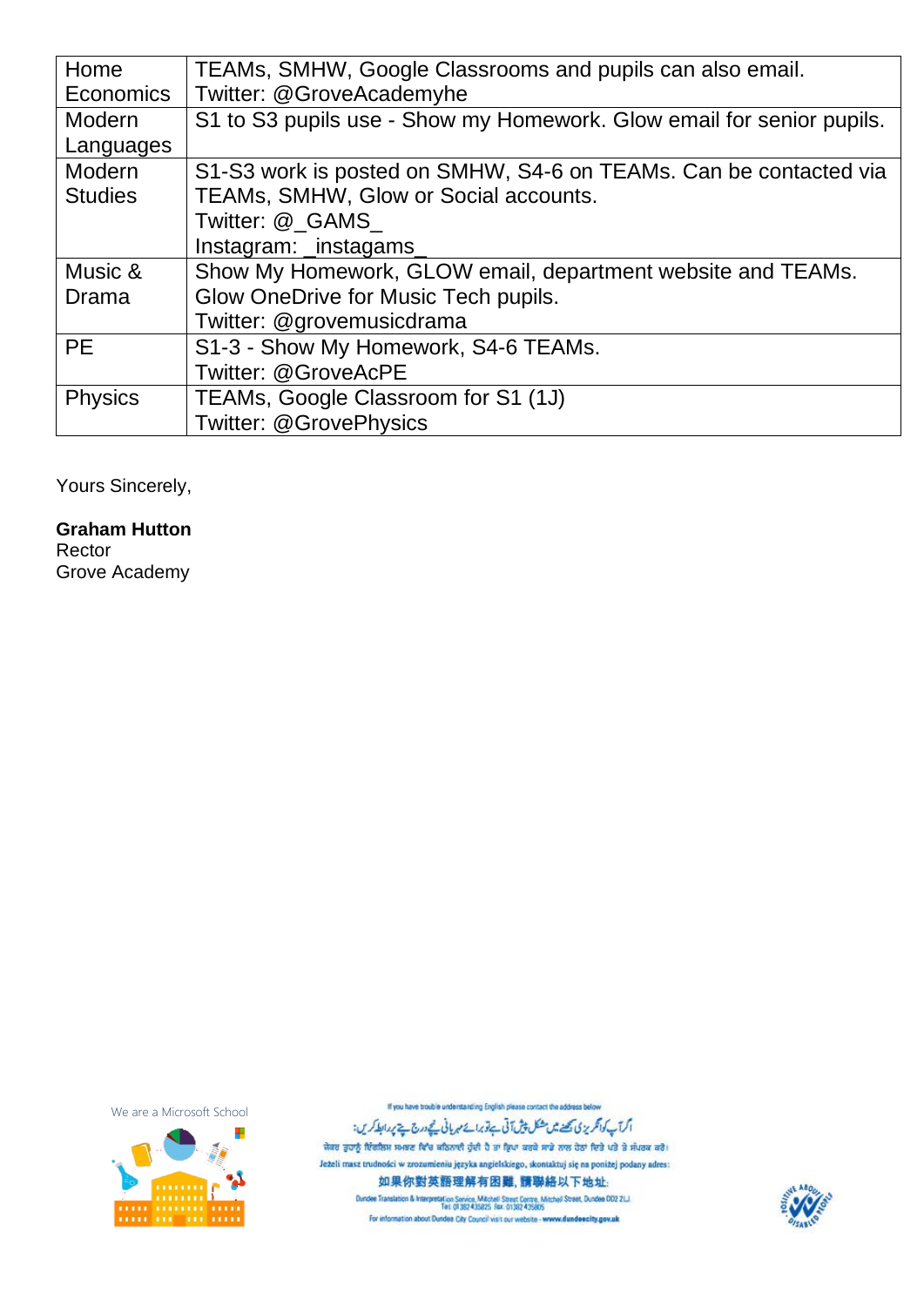| | |
|---|---|
| Home Economics | TEAMs, SMHW, Google Classrooms and pupils can also email. Twitter: @GroveAcademyhe |
| Modern Languages | S1 to S3 pupils use - Show my Homework. Glow email for senior pupils. |
| Modern Studies | S1-S3 work is posted on SMHW, S4-6 on TEAMs. Can be contacted via TEAMs, SMHW, Glow or Social accounts. Twitter: @_GAMS_ Instagram: _instagams_ |
| Music & Drama | Show My Homework, GLOW email, department website and TEAMs. Glow OneDrive for Music Tech pupils. Twitter: @grovemusicdrama |
| PE | S1-3 - Show My Homework, S4-6 TEAMs. Twitter: @GroveAcPE |
| Physics | TEAMs, Google Classroom for S1 (1J) Twitter: @GrovePhysics |

Yours Sincerely,

**Graham Hutton**
Rector
Grove Academy